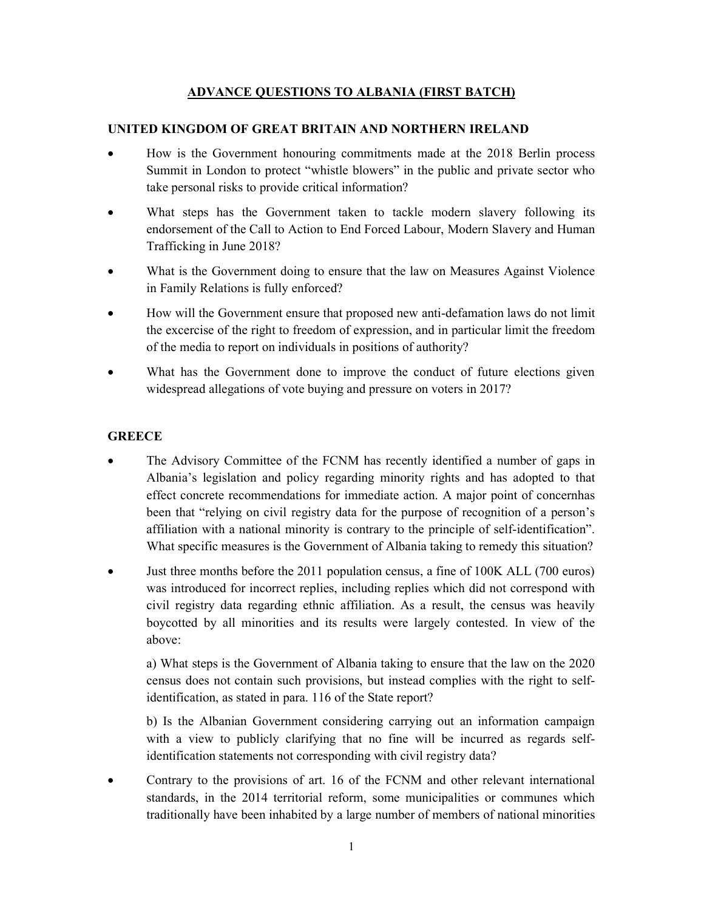# ADVANCE QUESTIONS TO ALBANIA (FIRST BATCH)

## UNITED KINGDOM OF GREAT BRITAIN AND NORTHERN IRELAND

- How is the Government honouring commitments made at the 2018 Berlin process Summit in London to protect "whistle blowers" in the public and private sector who take personal risks to provide critical information?
- What steps has the Government taken to tackle modern slavery following its endorsement of the Call to Action to End Forced Labour, Modern Slavery and Human Trafficking in June 2018?
- What is the Government doing to ensure that the law on Measures Against Violence in Family Relations is fully enforced?
- How will the Government ensure that proposed new anti-defamation laws do not limit the excercise of the right to freedom of expression, and in particular limit the freedom of the media to report on individuals in positions of authority?
- What has the Government done to improve the conduct of future elections given widespread allegations of vote buying and pressure on voters in 2017?

## GREECE

- The Advisory Committee of the FCNM has recently identified a number of gaps in Albania's legislation and policy regarding minority rights and has adopted to that effect concrete recommendations for immediate action. A major point of concernhas been that "relying on civil registry data for the purpose of recognition of a person's affiliation with a national minority is contrary to the principle of self-identification". What specific measures is the Government of Albania taking to remedy this situation?
- Just three months before the 2011 population census, a fine of 100K ALL (700 euros) was introduced for incorrect replies, including replies which did not correspond with civil registry data regarding ethnic affiliation. As a result, the census was heavily boycotted by all minorities and its results were largely contested. In view of the above:

  a) What steps is the Government of Albania taking to ensure that the law on the 2020 census does not contain such provisions, but instead complies with the right to self-identification, as stated in para. 116 of the State report?

  b) Is the Albanian Government considering carrying out an information campaign with a view to publicly clarifying that no fine will be incurred as regards self-identification statements not corresponding with civil registry data?

- Contrary to the provisions of art. 16 of the FCNM and other relevant international standards, in the 2014 territorial reform, some municipalities or communes which traditionally have been inhabited by a large number of members of national minorities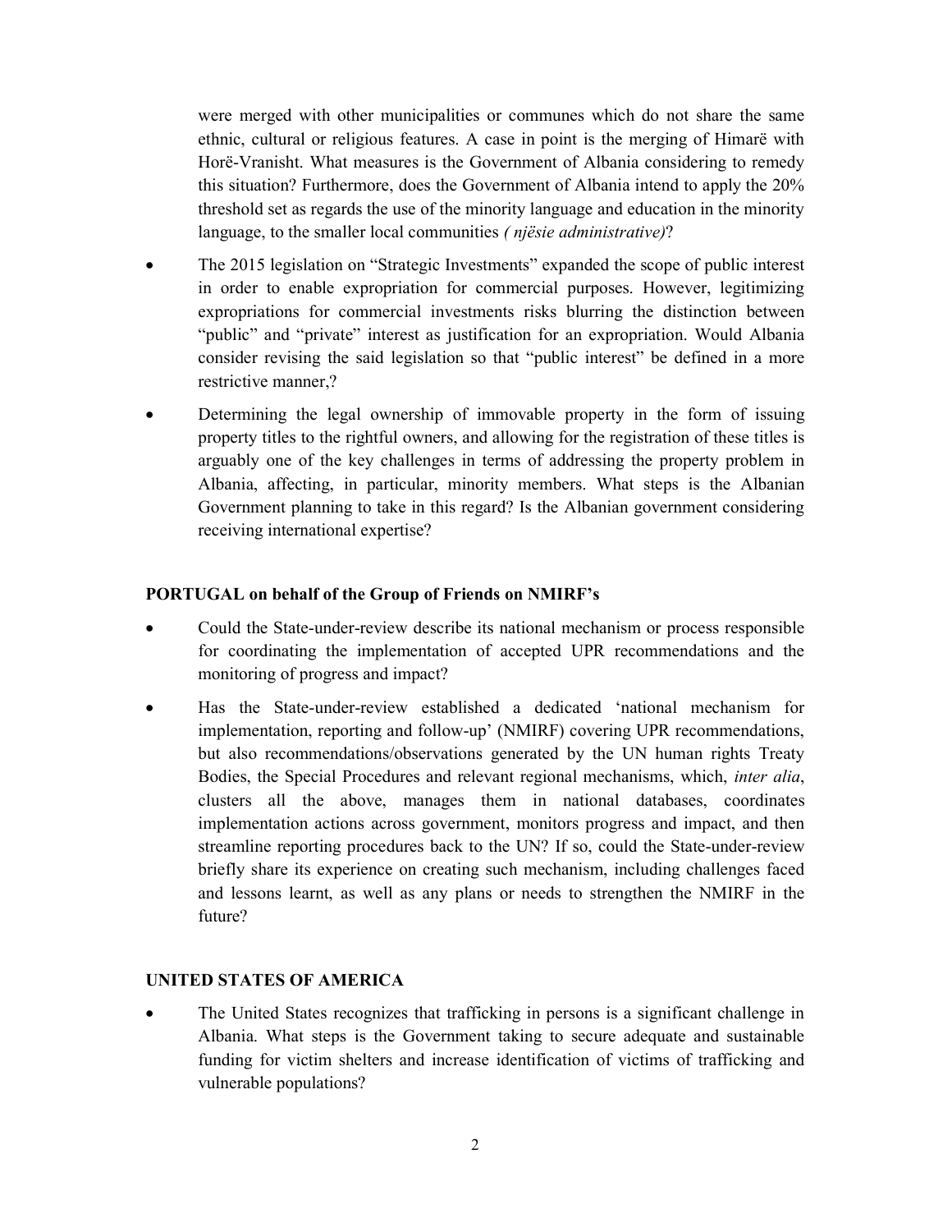were merged with other municipalities or communes which do not share the same ethnic, cultural or religious features. A case in point is the merging of Himarë with Horë-Vranisht. What measures is the Government of Albania considering to remedy this situation? Furthermore, does the Government of Albania intend to apply the 20% threshold set as regards the use of the minority language and education in the minority language, to the smaller local communities *( njësie administrative)*?

- The 2015 legislation on "Strategic Investments" expanded the scope of public interest in order to enable expropriation for commercial purposes. However, legitimizing expropriations for commercial investments risks blurring the distinction between "public" and "private" interest as justification for an expropriation. Would Albania consider revising the said legislation so that "public interest" be defined in a more restrictive manner,?
- Determining the legal ownership of immovable property in the form of issuing property titles to the rightful owners, and allowing for the registration of these titles is arguably one of the key challenges in terms of addressing the property problem in Albania, affecting, in particular, minority members. What steps is the Albanian Government planning to take in this regard? Is the Albanian government considering receiving international expertise?

**PORTUGAL on behalf of the Group of Friends on NMIRF's**

- Could the State-under-review describe its national mechanism or process responsible for coordinating the implementation of accepted UPR recommendations and the monitoring of progress and impact?
- Has the State-under-review established a dedicated 'national mechanism for implementation, reporting and follow-up' (NMIRF) covering UPR recommendations, but also recommendations/observations generated by the UN human rights Treaty Bodies, the Special Procedures and relevant regional mechanisms, which, *inter alia*, clusters all the above, manages them in national databases, coordinates implementation actions across government, monitors progress and impact, and then streamline reporting procedures back to the UN? If so, could the State-under-review briefly share its experience on creating such mechanism, including challenges faced and lessons learnt, as well as any plans or needs to strengthen the NMIRF in the future?

**UNITED STATES OF AMERICA**

- The United States recognizes that trafficking in persons is a significant challenge in Albania. What steps is the Government taking to secure adequate and sustainable funding for victim shelters and increase identification of victims of trafficking and vulnerable populations?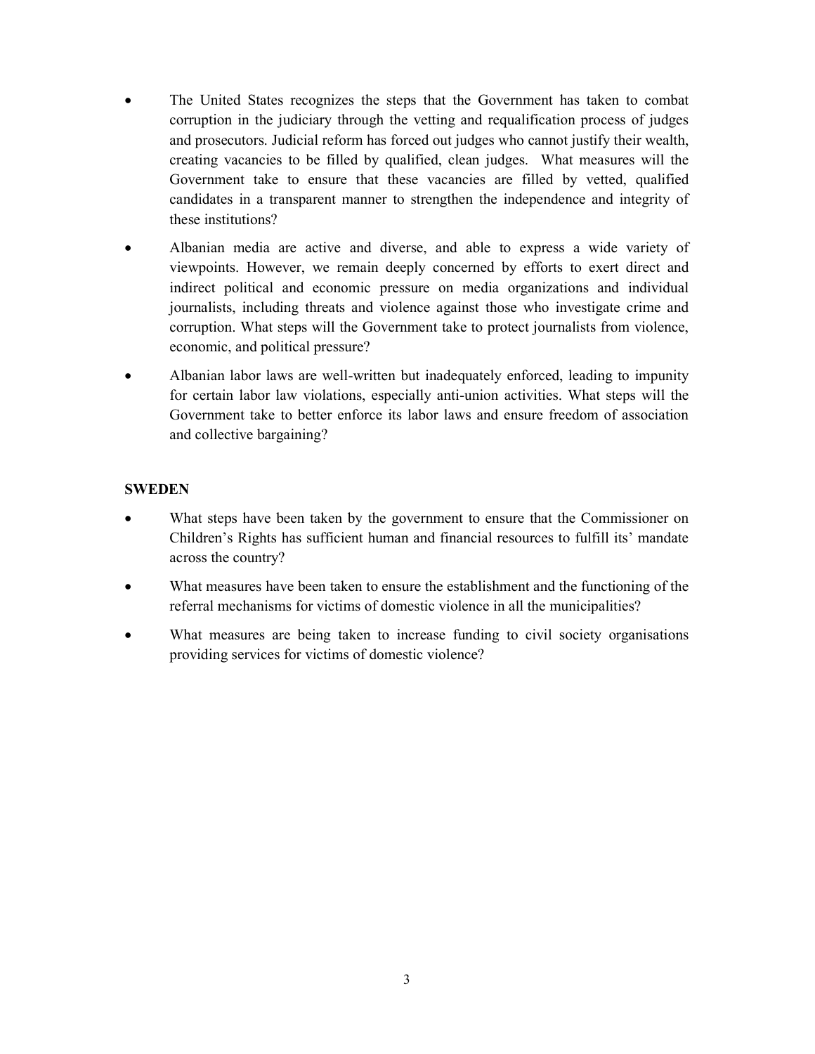- The United States recognizes the steps that the Government has taken to combat corruption in the judiciary through the vetting and requalification process of judges and prosecutors. Judicial reform has forced out judges who cannot justify their wealth, creating vacancies to be filled by qualified, clean judges. What measures will the Government take to ensure that these vacancies are filled by vetted, qualified candidates in a transparent manner to strengthen the independence and integrity of these institutions?
- Albanian media are active and diverse, and able to express a wide variety of viewpoints. However, we remain deeply concerned by efforts to exert direct and indirect political and economic pressure on media organizations and individual journalists, including threats and violence against those who investigate crime and corruption. What steps will the Government take to protect journalists from violence, economic, and political pressure?
- Albanian labor laws are well-written but inadequately enforced, leading to impunity for certain labor law violations, especially anti-union activities. What steps will the Government take to better enforce its labor laws and ensure freedom of association and collective bargaining?

**SWEDEN**

- What steps have been taken by the government to ensure that the Commissioner on Children's Rights has sufficient human and financial resources to fulfill its' mandate across the country?
- What measures have been taken to ensure the establishment and the functioning of the referral mechanisms for victims of domestic violence in all the municipalities?
- What measures are being taken to increase funding to civil society organisations providing services for victims of domestic violence?